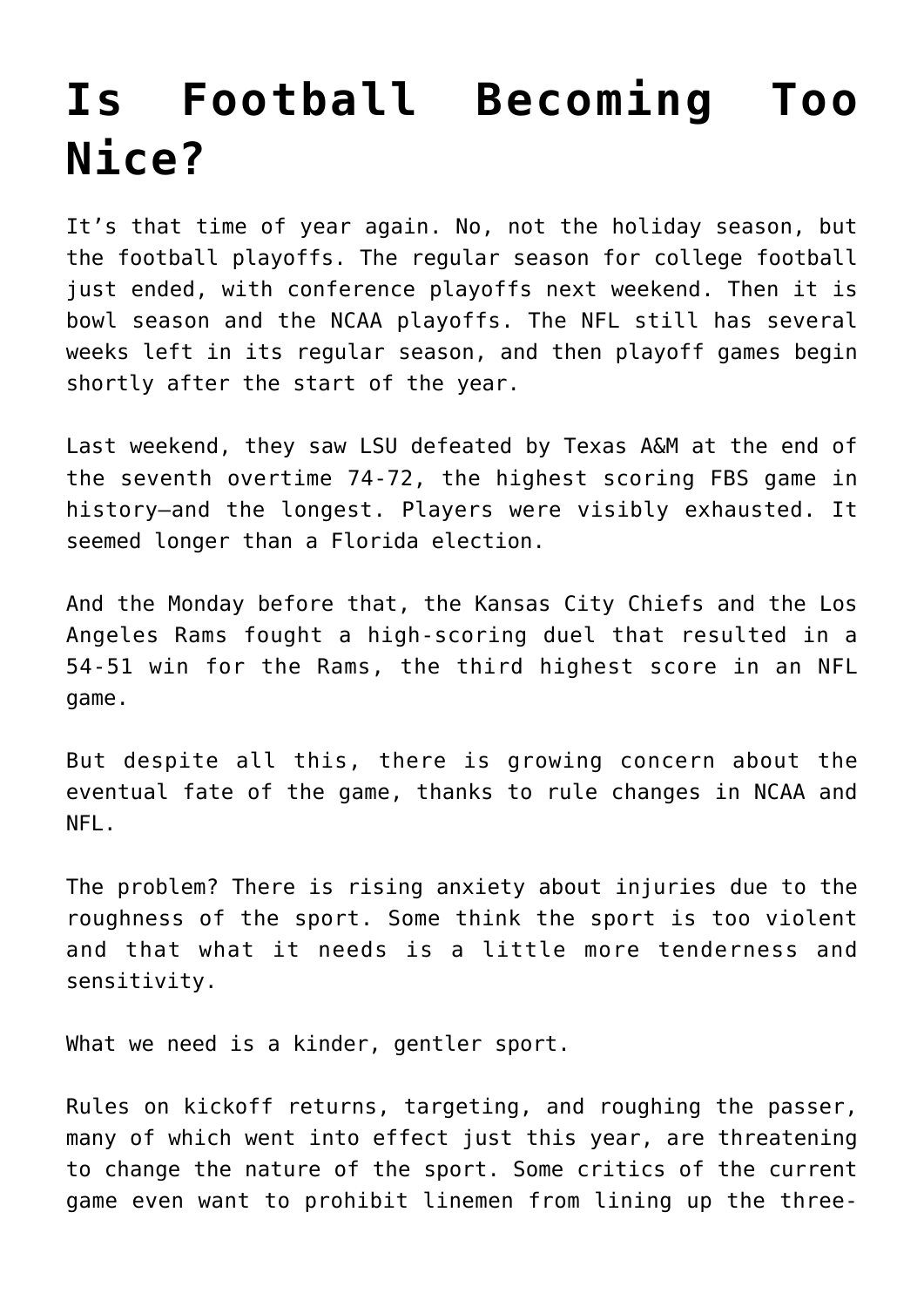# Is Football Becoming Too Nice?

It's that time of year again. No, not the holiday season, but the football playoffs. The regular season for college football just ended, with conference playoffs next weekend. Then it is bowl season and the NCAA playoffs. The NFL still has several weeks left in its regular season, and then playoff games begin shortly after the start of the year.

Last weekend, they saw LSU defeated by Texas A&M at the end of the seventh overtime 74-72, the highest scoring FBS game in history—and the longest. Players were visibly exhausted. It seemed longer than a Florida election.

And the Monday before that, the Kansas City Chiefs and the Los Angeles Rams fought a high-scoring duel that resulted in a 54-51 win for the Rams, the third highest score in an NFL game.

But despite all this, there is growing concern about the eventual fate of the game, thanks to rule changes in NCAA and NFL.

The problem? There is rising anxiety about injuries due to the roughness of the sport. Some think the sport is too violent and that what it needs is a little more tenderness and sensitivity.

What we need is a kinder, gentler sport.

Rules on kickoff returns, targeting, and roughing the passer, many of which went into effect just this year, are threatening to change the nature of the sport. Some critics of the current game even want to prohibit linemen from lining up the three-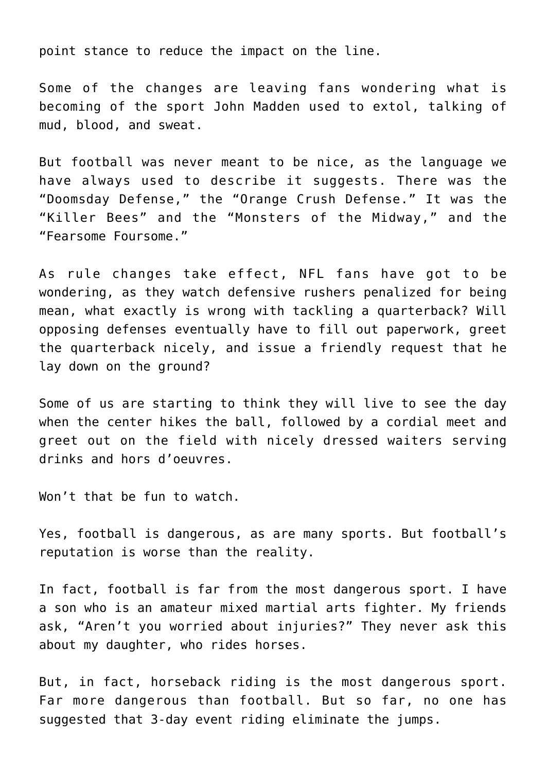point stance to reduce the impact on the line.

Some of the changes are leaving fans wondering what is becoming of the sport John Madden used to extol, talking of mud, blood, and sweat.

But football was never meant to be nice, as the language we have always used to describe it suggests. There was the “Doomsday Defense,” the “Orange Crush Defense.” It was the “Killer Bees” and the “Monsters of the Midway,” and the “Fearsome Foursome.”

As rule changes take effect, NFL fans have got to be wondering, as they watch defensive rushers penalized for being mean, what exactly is wrong with tackling a quarterback? Will opposing defenses eventually have to fill out paperwork, greet the quarterback nicely, and issue a friendly request that he lay down on the ground?

Some of us are starting to think they will live to see the day when the center hikes the ball, followed by a cordial meet and greet out on the field with nicely dressed waiters serving drinks and hors d’oeuvres.

Won’t that be fun to watch.

Yes, football is dangerous, as are many sports. But football’s reputation is worse than the reality.

In fact, football is far from the most dangerous sport. I have a son who is an amateur mixed martial arts fighter. My friends ask, “Aren’t you worried about injuries?” They never ask this about my daughter, who rides horses.

But, in fact, horseback riding is the most dangerous sport. Far more dangerous than football. But so far, no one has suggested that 3-day event riding eliminate the jumps.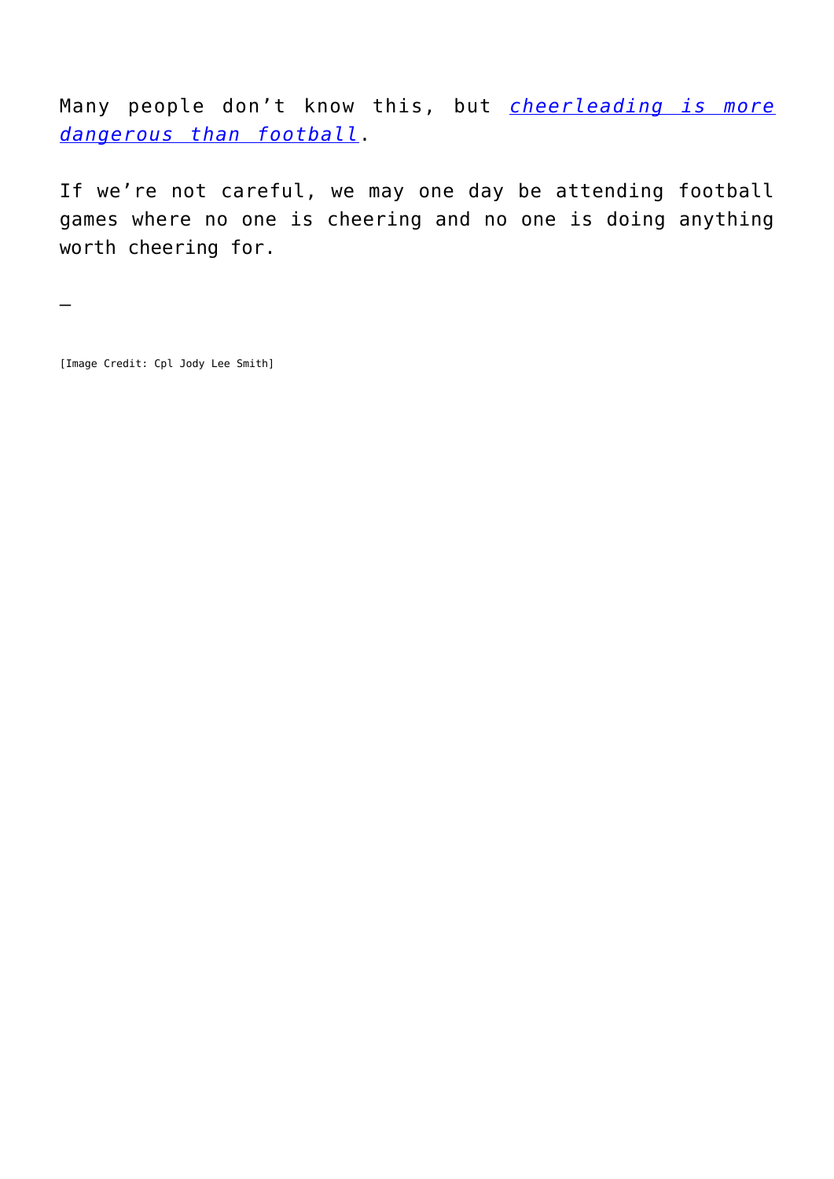Many people don’t know this, but *[cheerleading is more dangerous than football](#)*.

If we’re not careful, we may one day be attending football games where no one is cheering and no one is doing anything worth cheering for.

—

[Image Credit: Cpl Jody Lee Smith]